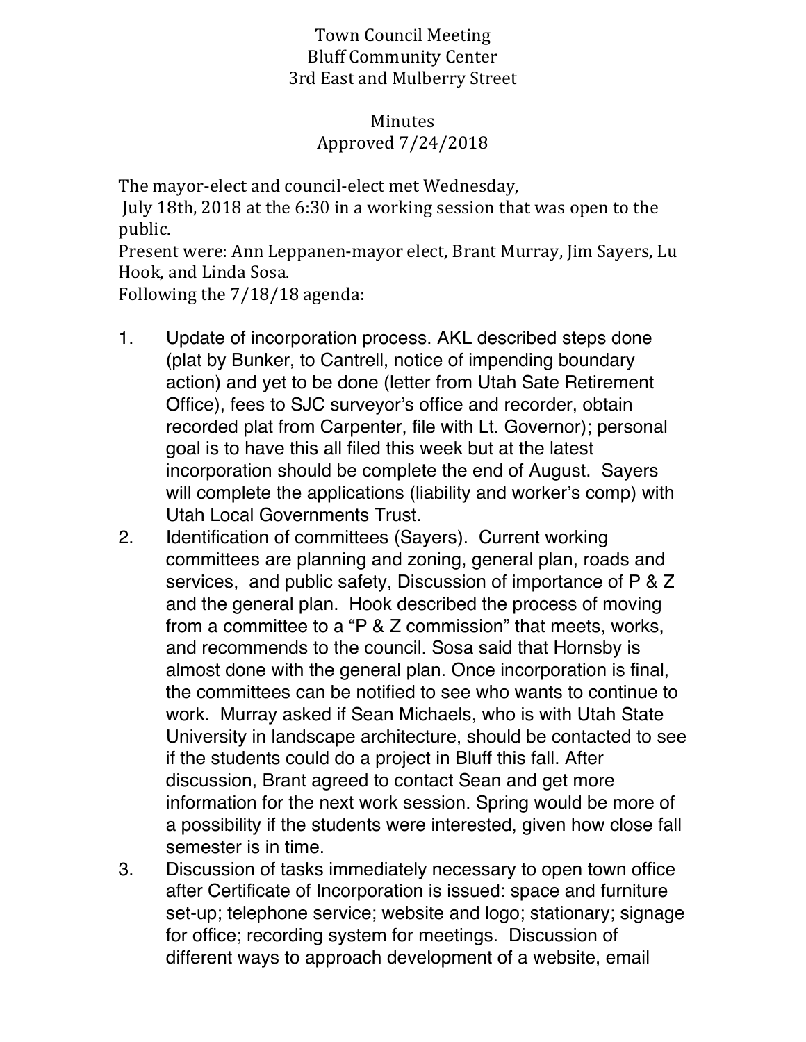Town Council Meeting
Bluff Community Center
3rd East and Mulberry Street

Minutes
Approved 7/24/2018

The mayor-elect and council-elect met Wednesday,
July 18th, 2018 at the 6:30 in a working session that was open to the public.
Present were: Ann Leppanen-mayor elect, Brant Murray, Jim Sayers, Lu Hook, and Linda Sosa.
Following the 7/18/18 agenda:

1. Update of incorporation process. AKL described steps done (plat by Bunker, to Cantrell, notice of impending boundary action) and yet to be done (letter from Utah Sate Retirement Office), fees to SJC surveyor's office and recorder, obtain recorded plat from Carpenter, file with Lt. Governor); personal goal is to have this all filed this week but at the latest incorporation should be complete the end of August. Sayers will complete the applications (liability and worker's comp) with Utah Local Governments Trust.
2. Identification of committees (Sayers). Current working committees are planning and zoning, general plan, roads and services, and public safety, Discussion of importance of P & Z and the general plan. Hook described the process of moving from a committee to a "P & Z commission" that meets, works, and recommends to the council. Sosa said that Hornsby is almost done with the general plan. Once incorporation is final, the committees can be notified to see who wants to continue to work. Murray asked if Sean Michaels, who is with Utah State University in landscape architecture, should be contacted to see if the students could do a project in Bluff this fall. After discussion, Brant agreed to contact Sean and get more information for the next work session. Spring would be more of a possibility if the students were interested, given how close fall semester is in time.
3. Discussion of tasks immediately necessary to open town office after Certificate of Incorporation is issued: space and furniture set-up; telephone service; website and logo; stationary; signage for office; recording system for meetings. Discussion of different ways to approach development of a website, email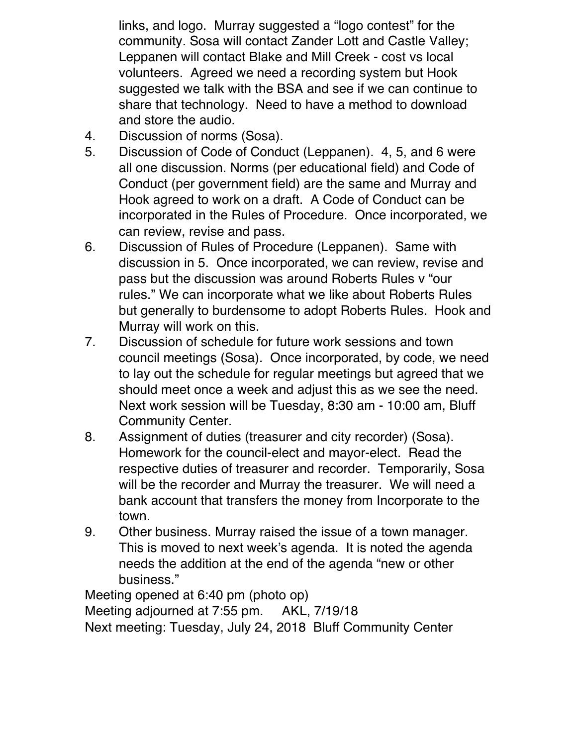links, and logo. Murray suggested a "logo contest" for the community. Sosa will contact Zander Lott and Castle Valley; Leppanen will contact Blake and Mill Creek - cost vs local volunteers. Agreed we need a recording system but Hook suggested we talk with the BSA and see if we can continue to share that technology. Need to have a method to download and store the audio.

4. Discussion of norms (Sosa).
5. Discussion of Code of Conduct (Leppanen). 4, 5, and 6 were all one discussion. Norms (per educational field) and Code of Conduct (per government field) are the same and Murray and Hook agreed to work on a draft. A Code of Conduct can be incorporated in the Rules of Procedure. Once incorporated, we can review, revise and pass.
6. Discussion of Rules of Procedure (Leppanen). Same with discussion in 5. Once incorporated, we can review, revise and pass but the discussion was around Roberts Rules v "our rules." We can incorporate what we like about Roberts Rules but generally to burdensome to adopt Roberts Rules. Hook and Murray will work on this.
7. Discussion of schedule for future work sessions and town council meetings (Sosa). Once incorporated, by code, we need to lay out the schedule for regular meetings but agreed that we should meet once a week and adjust this as we see the need. Next work session will be Tuesday, 8:30 am - 10:00 am, Bluff Community Center.
8. Assignment of duties (treasurer and city recorder) (Sosa). Homework for the council-elect and mayor-elect. Read the respective duties of treasurer and recorder. Temporarily, Sosa will be the recorder and Murray the treasurer. We will need a bank account that transfers the money from Incorporate to the town.
9. Other business. Murray raised the issue of a town manager. This is moved to next week's agenda. It is noted the agenda needs the addition at the end of the agenda "new or other business."

Meeting opened at 6:40 pm (photo op)

Meeting adjourned at 7:55 pm. AKL, 7/19/18

Next meeting: Tuesday, July 24, 2018 Bluff Community Center